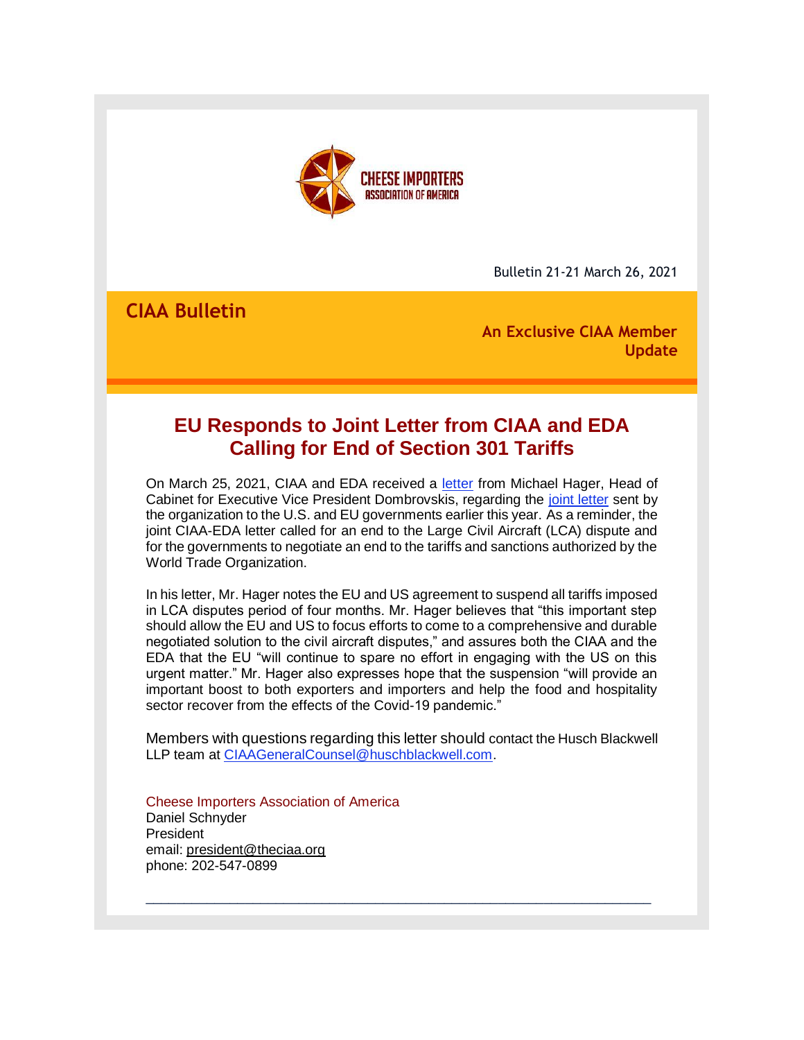CHEESE IMPORTERS ASSOCIATION OF AMERICA

Bulletin 21-21 March 26, 2021

**CIAA Bulletin**

**An Exclusive CIAA Member Update**

# EU Responds to Joint Letter from CIAA and EDA Calling for End of Section 301 Tariffs

On March 25, 2021, CIAA and EDA received a letter from Michael Hager, Head of Cabinet for Executive Vice President Dombrovskis, regarding the joint letter sent by the organization to the U.S. and EU governments earlier this year. As a reminder, the joint CIAA-EDA letter called for an end to the Large Civil Aircraft (LCA) dispute and for the governments to negotiate an end to the tariffs and sanctions authorized by the World Trade Organization.

In his letter, Mr. Hager notes the EU and US agreement to suspend all tariffs imposed in LCA disputes period of four months. Mr. Hager believes that "this important step should allow the EU and US to focus efforts to come to a comprehensive and durable negotiated solution to the civil aircraft disputes," and assures both the CIAA and the EDA that the EU "will continue to spare no effort in engaging with the US on this urgent matter." Mr. Hager also expresses hope that the suspension "will provide an important boost to both exporters and importers and help the food and hospitality sector recover from the effects of the Covid-19 pandemic."

Members with questions regarding this letter should contact the Husch Blackwell LLP team at CIAAGeneralCounsel@huschblackwell.com.

Cheese Importers Association of America
Daniel Schnyder
President
email: president@theciaa.org
phone: 202-547-0899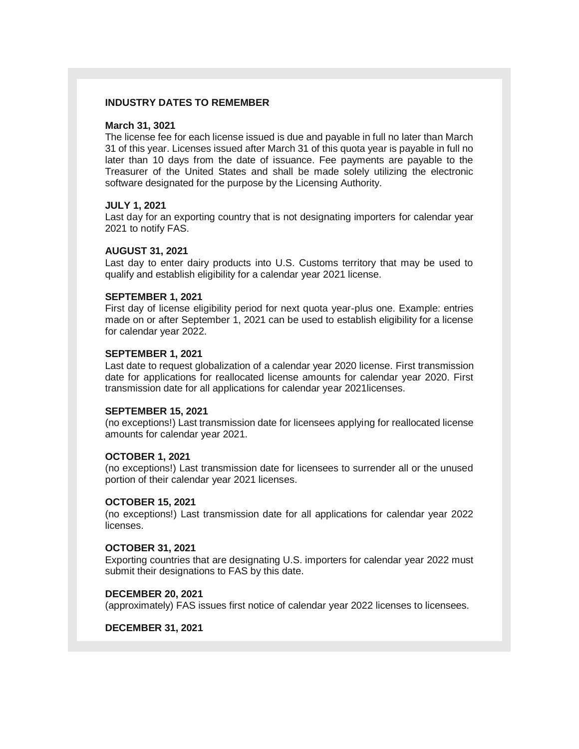**INDUSTRY DATES TO REMEMBER**

**March 31, 3021**
The license fee for each license issued is due and payable in full no later than March 31 of this year. Licenses issued after March 31 of this quota year is payable in full no later than 10 days from the date of issuance. Fee payments are payable to the Treasurer of the United States and shall be made solely utilizing the electronic software designated for the purpose by the Licensing Authority.

**JULY 1, 2021**
Last day for an exporting country that is not designating importers for calendar year 2021 to notify FAS.

**AUGUST 31, 2021**
Last day to enter dairy products into U.S. Customs territory that may be used to qualify and establish eligibility for a calendar year 2021 license.

**SEPTEMBER 1, 2021**
First day of license eligibility period for next quota year-plus one. Example: entries made on or after September 1, 2021 can be used to establish eligibility for a license for calendar year 2022.

**SEPTEMBER 1, 2021**
Last date to request globalization of a calendar year 2020 license. First transmission date for applications for reallocated license amounts for calendar year 2020. First transmission date for all applications for calendar year 2021licenses.

**SEPTEMBER 15, 2021**
(no exceptions!) Last transmission date for licensees applying for reallocated license amounts for calendar year 2021.

**OCTOBER 1, 2021**
(no exceptions!) Last transmission date for licensees to surrender all or the unused portion of their calendar year 2021 licenses.

**OCTOBER 15, 2021**
(no exceptions!) Last transmission date for all applications for calendar year 2022 licenses.

**OCTOBER 31, 2021**
Exporting countries that are designating U.S. importers for calendar year 2022 must submit their designations to FAS by this date.

**DECEMBER 20, 2021**
(approximately) FAS issues first notice of calendar year 2022 licenses to licensees.

**DECEMBER 31, 2021**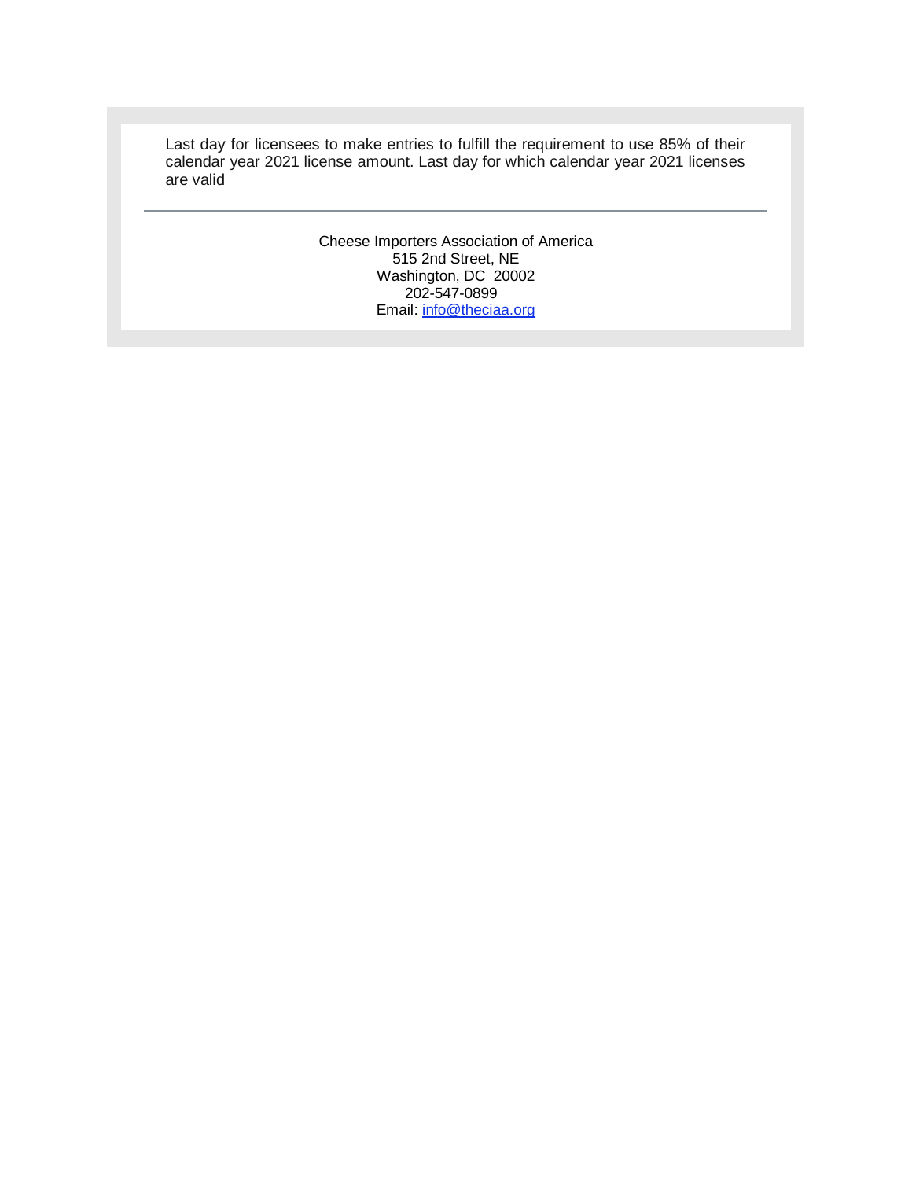Last day for licensees to make entries to fulfill the requirement to use 85% of their calendar year 2021 license amount. Last day for which calendar year 2021 licenses are valid

---

Cheese Importers Association of America
515 2nd Street, NE
Washington, DC 20002
202-547-0899
Email: info@theciaa.org